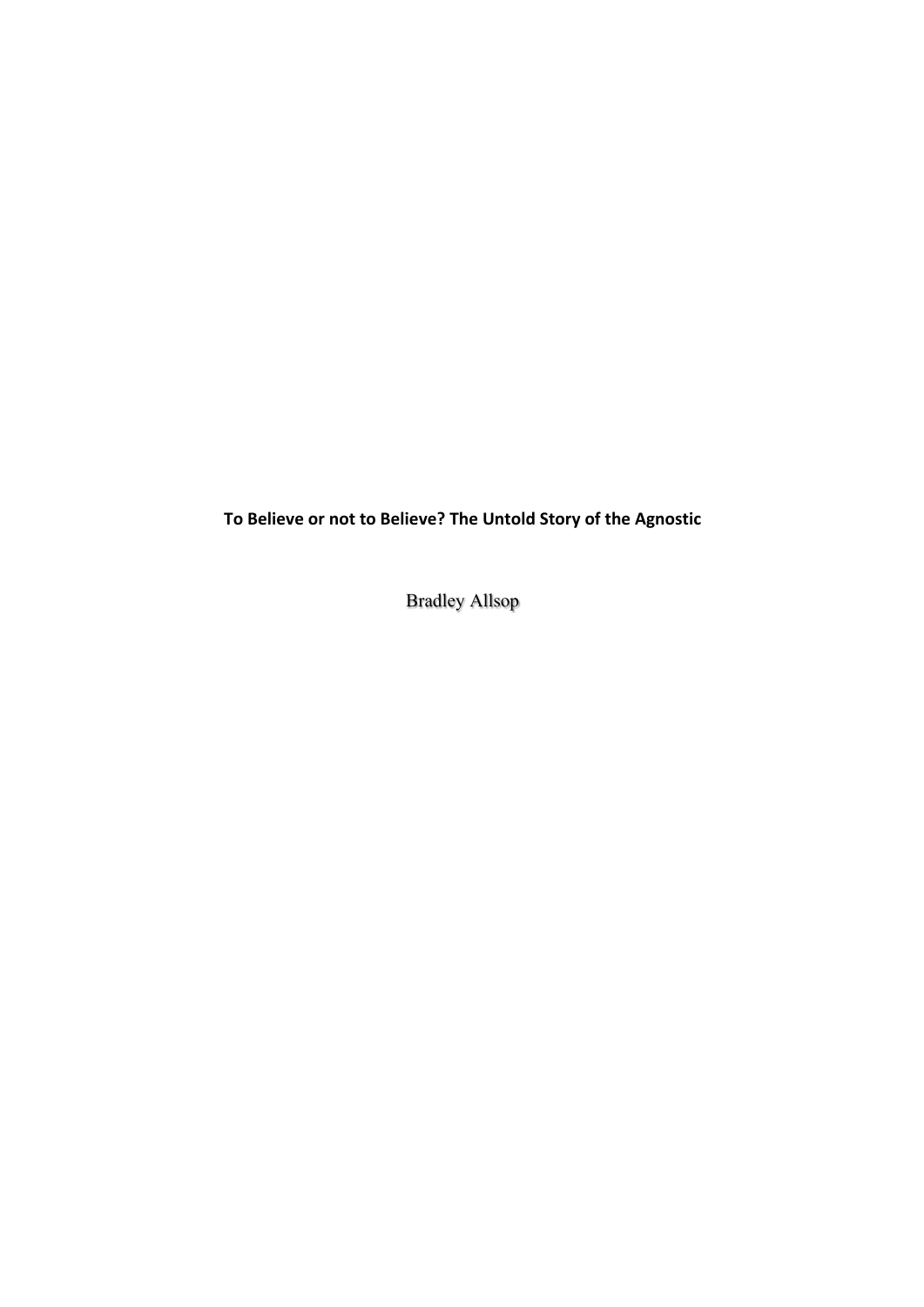# To Believe or not to Believe? The Untold Story of the Agnostic

Bradley Allsop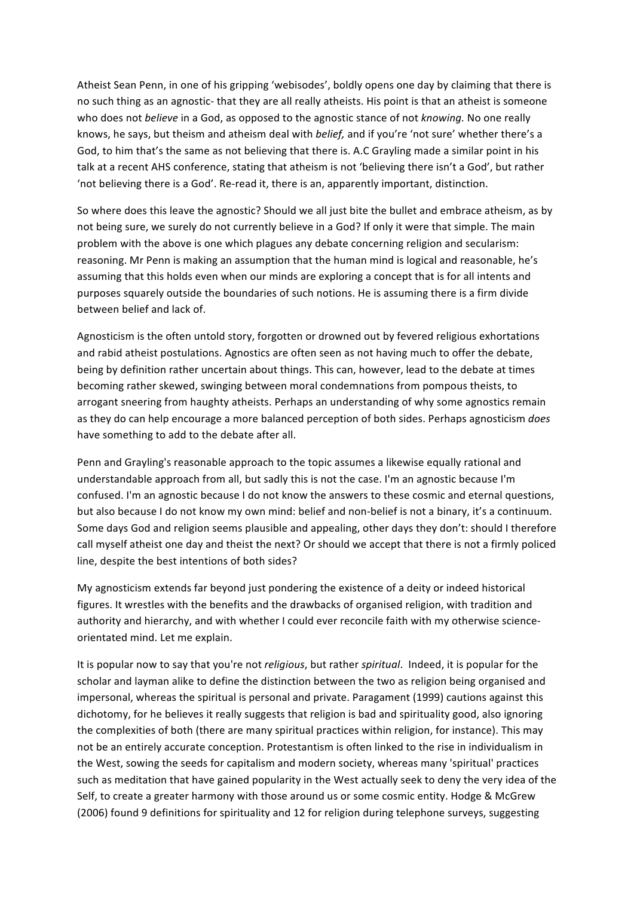Atheist Sean Penn, in one of his gripping 'webisodes', boldly opens one day by claiming that there is no such thing as an agnostic- that they are all really atheists. His point is that an atheist is someone who does not *believe* in a God, as opposed to the agnostic stance of not *knowing.* No one really knows, he says, but theism and atheism deal with *belief,* and if you're 'not sure' whether there's a God, to him that's the same as not believing that there is. A.C Grayling made a similar point in his talk at a recent AHS conference, stating that atheism is not 'believing there isn't a God', but rather 'not believing there is a God'. Re-read it, there is an, apparently important, distinction.

So where does this leave the agnostic? Should we all just bite the bullet and embrace atheism, as by not being sure, we surely do not currently believe in a God? If only it were that simple. The main problem with the above is one which plagues any debate concerning religion and secularism: reasoning. Mr Penn is making an assumption that the human mind is logical and reasonable, he's assuming that this holds even when our minds are exploring a concept that is for all intents and purposes squarely outside the boundaries of such notions. He is assuming there is a firm divide between belief and lack of.

Agnosticism is the often untold story, forgotten or drowned out by fevered religious exhortations and rabid atheist postulations. Agnostics are often seen as not having much to offer the debate, being by definition rather uncertain about things. This can, however, lead to the debate at times becoming rather skewed, swinging between moral condemnations from pompous theists, to arrogant sneering from haughty atheists. Perhaps an understanding of why some agnostics remain as they do can help encourage a more balanced perception of both sides. Perhaps agnosticism *does* have something to add to the debate after all.

Penn and Grayling's reasonable approach to the topic assumes a likewise equally rational and understandable approach from all, but sadly this is not the case. I'm an agnostic because I'm confused. I'm an agnostic because I do not know the answers to these cosmic and eternal questions, but also because I do not know my own mind: belief and non-belief is not a binary, it's a continuum. Some days God and religion seems plausible and appealing, other days they don't: should I therefore call myself atheist one day and theist the next? Or should we accept that there is not a firmly policed line, despite the best intentions of both sides?

My agnosticism extends far beyond just pondering the existence of a deity or indeed historical figures. It wrestles with the benefits and the drawbacks of organised religion, with tradition and authority and hierarchy, and with whether I could ever reconcile faith with my otherwise science-orientated mind. Let me explain.

It is popular now to say that you're not *religious*, but rather *spiritual*. Indeed, it is popular for the scholar and layman alike to define the distinction between the two as religion being organised and impersonal, whereas the spiritual is personal and private. Paragament (1999) cautions against this dichotomy, for he believes it really suggests that religion is bad and spirituality good, also ignoring the complexities of both (there are many spiritual practices within religion, for instance). This may not be an entirely accurate conception. Protestantism is often linked to the rise in individualism in the West, sowing the seeds for capitalism and modern society, whereas many 'spiritual' practices such as meditation that have gained popularity in the West actually seek to deny the very idea of the Self, to create a greater harmony with those around us or some cosmic entity. Hodge & McGrew (2006) found 9 definitions for spirituality and 12 for religion during telephone surveys, suggesting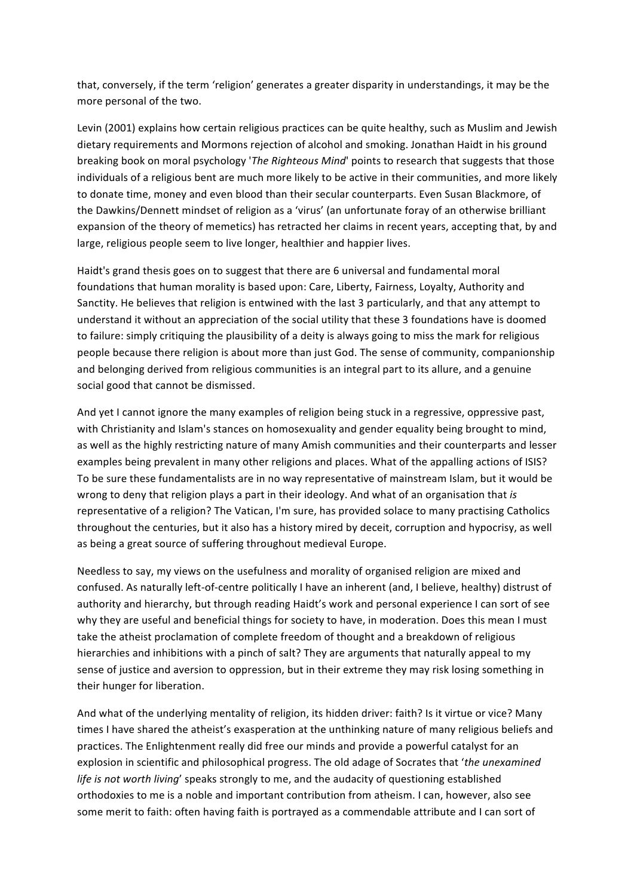that, conversely, if the term 'religion' generates a greater disparity in understandings, it may be the more personal of the two.

Levin (2001) explains how certain religious practices can be quite healthy, such as Muslim and Jewish dietary requirements and Mormons rejection of alcohol and smoking. Jonathan Haidt in his ground breaking book on moral psychology '*The Righteous Mind*' points to research that suggests that those individuals of a religious bent are much more likely to be active in their communities, and more likely to donate time, money and even blood than their secular counterparts. Even Susan Blackmore, of the Dawkins/Dennett mindset of religion as a 'virus' (an unfortunate foray of an otherwise brilliant expansion of the theory of memetics) has retracted her claims in recent years, accepting that, by and large, religious people seem to live longer, healthier and happier lives.

Haidt's grand thesis goes on to suggest that there are 6 universal and fundamental moral foundations that human morality is based upon: Care, Liberty, Fairness, Loyalty, Authority and Sanctity. He believes that religion is entwined with the last 3 particularly, and that any attempt to understand it without an appreciation of the social utility that these 3 foundations have is doomed to failure: simply critiquing the plausibility of a deity is always going to miss the mark for religious people because there religion is about more than just God. The sense of community, companionship and belonging derived from religious communities is an integral part to its allure, and a genuine social good that cannot be dismissed.

And yet I cannot ignore the many examples of religion being stuck in a regressive, oppressive past, with Christianity and Islam's stances on homosexuality and gender equality being brought to mind, as well as the highly restricting nature of many Amish communities and their counterparts and lesser examples being prevalent in many other religions and places. What of the appalling actions of ISIS? To be sure these fundamentalists are in no way representative of mainstream Islam, but it would be wrong to deny that religion plays a part in their ideology. And what of an organisation that *is* representative of a religion? The Vatican, I'm sure, has provided solace to many practising Catholics throughout the centuries, but it also has a history mired by deceit, corruption and hypocrisy, as well as being a great source of suffering throughout medieval Europe.

Needless to say, my views on the usefulness and morality of organised religion are mixed and confused. As naturally left-of-centre politically I have an inherent (and, I believe, healthy) distrust of authority and hierarchy, but through reading Haidt's work and personal experience I can sort of see why they are useful and beneficial things for society to have, in moderation. Does this mean I must take the atheist proclamation of complete freedom of thought and a breakdown of religious hierarchies and inhibitions with a pinch of salt? They are arguments that naturally appeal to my sense of justice and aversion to oppression, but in their extreme they may risk losing something in their hunger for liberation.

And what of the underlying mentality of religion, its hidden driver: faith? Is it virtue or vice? Many times I have shared the atheist's exasperation at the unthinking nature of many religious beliefs and practices. The Enlightenment really did free our minds and provide a powerful catalyst for an explosion in scientific and philosophical progress. The old adage of Socrates that '*the unexamined life is not worth living*' speaks strongly to me, and the audacity of questioning established orthodoxies to me is a noble and important contribution from atheism. I can, however, also see some merit to faith: often having faith is portrayed as a commendable attribute and I can sort of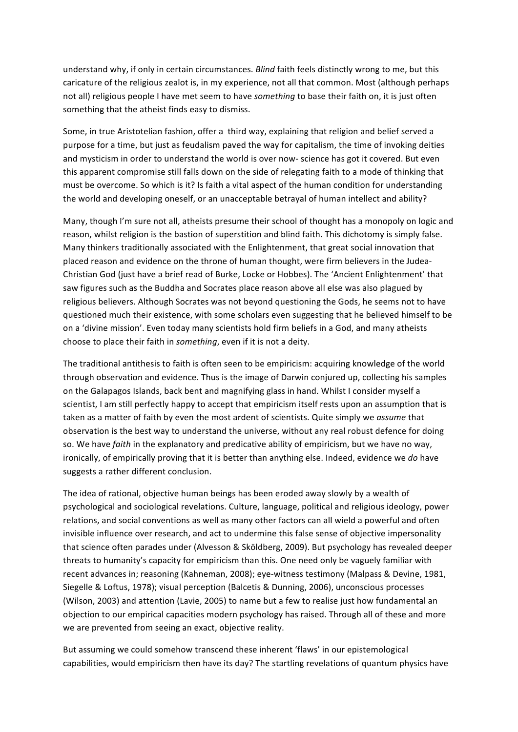understand why, if only in certain circumstances. *Blind* faith feels distinctly wrong to me, but this caricature of the religious zealot is, in my experience, not all that common. Most (although perhaps not all) religious people I have met seem to have *something* to base their faith on, it is just often something that the atheist finds easy to dismiss.

Some, in true Aristotelian fashion, offer a third way, explaining that religion and belief served a purpose for a time, but just as feudalism paved the way for capitalism, the time of invoking deities and mysticism in order to understand the world is over now- science has got it covered. But even this apparent compromise still falls down on the side of relegating faith to a mode of thinking that must be overcome. So which is it? Is faith a vital aspect of the human condition for understanding the world and developing oneself, or an unacceptable betrayal of human intellect and ability?

Many, though I'm sure not all, atheists presume their school of thought has a monopoly on logic and reason, whilst religion is the bastion of superstition and blind faith. This dichotomy is simply false. Many thinkers traditionally associated with the Enlightenment, that great social innovation that placed reason and evidence on the throne of human thought, were firm believers in the Judea-Christian God (just have a brief read of Burke, Locke or Hobbes). The 'Ancient Enlightenment' that saw figures such as the Buddha and Socrates place reason above all else was also plagued by religious believers. Although Socrates was not beyond questioning the Gods, he seems not to have questioned much their existence, with some scholars even suggesting that he believed himself to be on a 'divine mission'. Even today many scientists hold firm beliefs in a God, and many atheists choose to place their faith in *something*, even if it is not a deity.

The traditional antithesis to faith is often seen to be empiricism: acquiring knowledge of the world through observation and evidence. Thus is the image of Darwin conjured up, collecting his samples on the Galapagos Islands, back bent and magnifying glass in hand. Whilst I consider myself a scientist, I am still perfectly happy to accept that empiricism itself rests upon an assumption that is taken as a matter of faith by even the most ardent of scientists. Quite simply we *assume* that observation is the best way to understand the universe, without any real robust defence for doing so. We have *faith* in the explanatory and predicative ability of empiricism, but we have no way, ironically, of empirically proving that it is better than anything else. Indeed, evidence we *do* have suggests a rather different conclusion.

The idea of rational, objective human beings has been eroded away slowly by a wealth of psychological and sociological revelations. Culture, language, political and religious ideology, power relations, and social conventions as well as many other factors can all wield a powerful and often invisible influence over research, and act to undermine this false sense of objective impersonality that science often parades under (Alvesson & Sköldberg, 2009). But psychology has revealed deeper threats to humanity's capacity for empiricism than this. One need only be vaguely familiar with recent advances in; reasoning (Kahneman, 2008); eye-witness testimony (Malpass & Devine, 1981, Siegelle & Loftus, 1978); visual perception (Balcetis & Dunning, 2006), unconscious processes (Wilson, 2003) and attention (Lavie, 2005) to name but a few to realise just how fundamental an objection to our empirical capacities modern psychology has raised. Through all of these and more we are prevented from seeing an exact, objective reality.

But assuming we could somehow transcend these inherent 'flaws' in our epistemological capabilities, would empiricism then have its day? The startling revelations of quantum physics have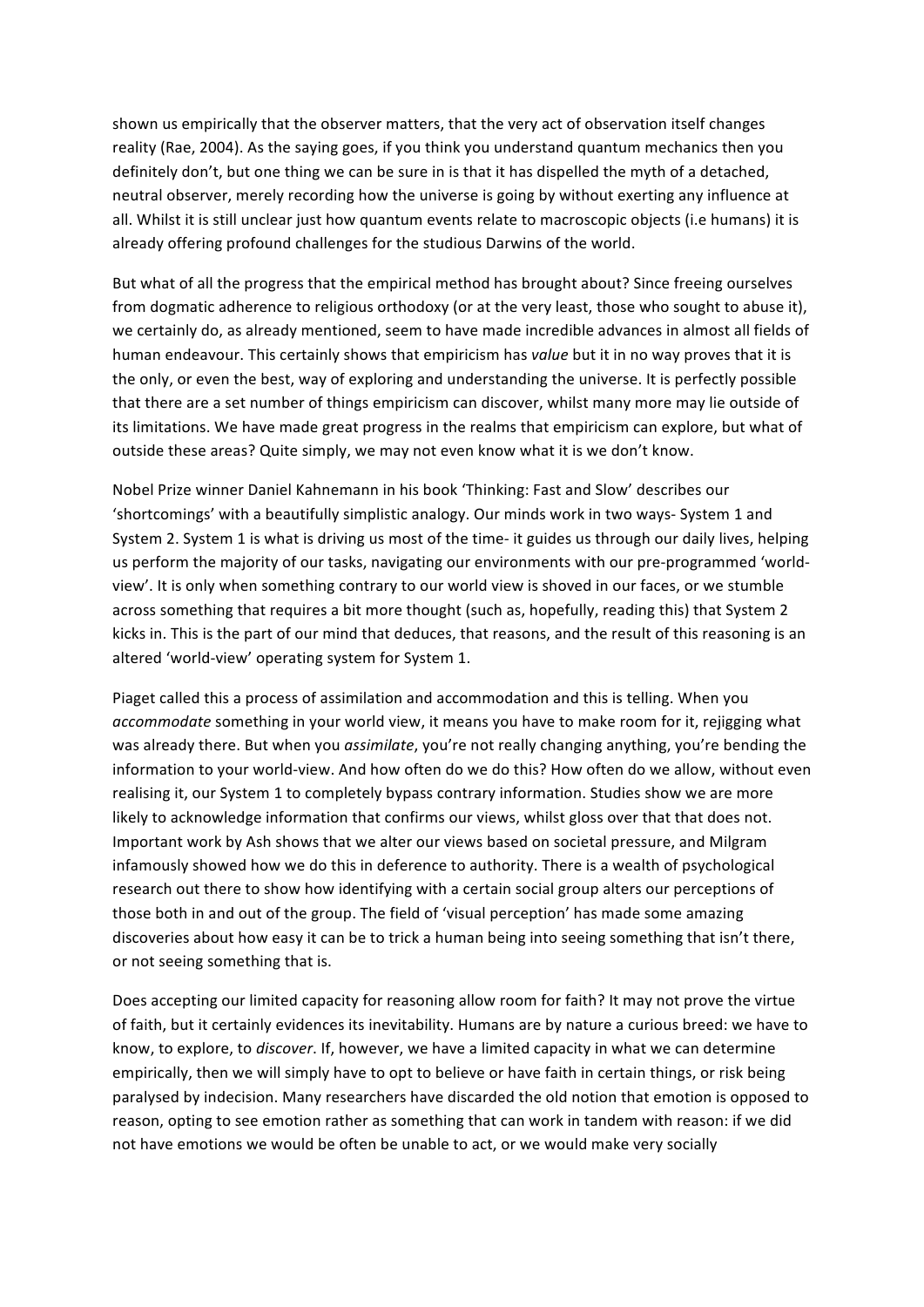shown us empirically that the observer matters, that the very act of observation itself changes reality (Rae, 2004). As the saying goes, if you think you understand quantum mechanics then you definitely don't, but one thing we can be sure in is that it has dispelled the myth of a detached, neutral observer, merely recording how the universe is going by without exerting any influence at all. Whilst it is still unclear just how quantum events relate to macroscopic objects (i.e humans) it is already offering profound challenges for the studious Darwins of the world.

But what of all the progress that the empirical method has brought about? Since freeing ourselves from dogmatic adherence to religious orthodoxy (or at the very least, those who sought to abuse it), we certainly do, as already mentioned, seem to have made incredible advances in almost all fields of human endeavour. This certainly shows that empiricism has *value* but it in no way proves that it is the only, or even the best, way of exploring and understanding the universe. It is perfectly possible that there are a set number of things empiricism can discover, whilst many more may lie outside of its limitations. We have made great progress in the realms that empiricism can explore, but what of outside these areas? Quite simply, we may not even know what it is we don't know.

Nobel Prize winner Daniel Kahnemann in his book 'Thinking: Fast and Slow' describes our 'shortcomings' with a beautifully simplistic analogy. Our minds work in two ways- System 1 and System 2. System 1 is what is driving us most of the time- it guides us through our daily lives, helping us perform the majority of our tasks, navigating our environments with our pre-programmed 'world-view'. It is only when something contrary to our world view is shoved in our faces, or we stumble across something that requires a bit more thought (such as, hopefully, reading this) that System 2 kicks in. This is the part of our mind that deduces, that reasons, and the result of this reasoning is an altered 'world-view' operating system for System 1.

Piaget called this a process of assimilation and accommodation and this is telling. When you *accommodate* something in your world view, it means you have to make room for it, rejigging what was already there. But when you *assimilate*, you're not really changing anything, you're bending the information to your world-view. And how often do we do this? How often do we allow, without even realising it, our System 1 to completely bypass contrary information. Studies show we are more likely to acknowledge information that confirms our views, whilst gloss over that that does not. Important work by Ash shows that we alter our views based on societal pressure, and Milgram infamously showed how we do this in deference to authority. There is a wealth of psychological research out there to show how identifying with a certain social group alters our perceptions of those both in and out of the group. The field of 'visual perception' has made some amazing discoveries about how easy it can be to trick a human being into seeing something that isn't there, or not seeing something that is.

Does accepting our limited capacity for reasoning allow room for faith? It may not prove the virtue of faith, but it certainly evidences its inevitability. Humans are by nature a curious breed: we have to know, to explore, to *discover*. If, however, we have a limited capacity in what we can determine empirically, then we will simply have to opt to believe or have faith in certain things, or risk being paralysed by indecision. Many researchers have discarded the old notion that emotion is opposed to reason, opting to see emotion rather as something that can work in tandem with reason: if we did not have emotions we would be often be unable to act, or we would make very socially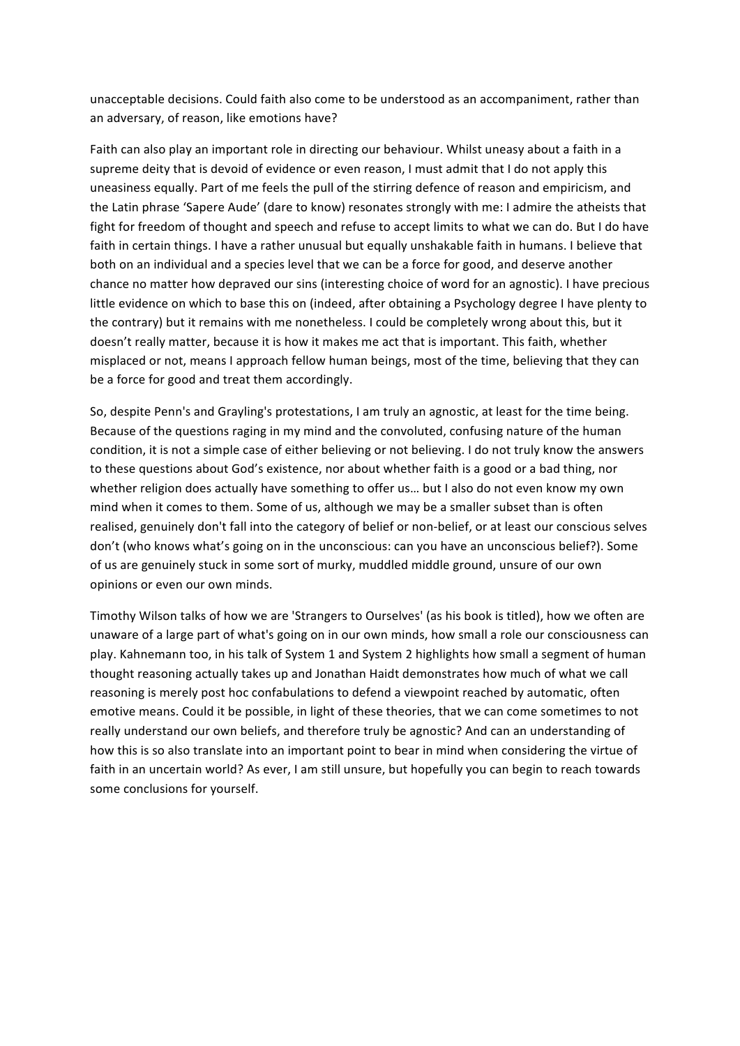unacceptable decisions. Could faith also come to be understood as an accompaniment, rather than an adversary, of reason, like emotions have?

Faith can also play an important role in directing our behaviour. Whilst uneasy about a faith in a supreme deity that is devoid of evidence or even reason, I must admit that I do not apply this uneasiness equally. Part of me feels the pull of the stirring defence of reason and empiricism, and the Latin phrase 'Sapere Aude' (dare to know) resonates strongly with me: I admire the atheists that fight for freedom of thought and speech and refuse to accept limits to what we can do. But I do have faith in certain things. I have a rather unusual but equally unshakable faith in humans. I believe that both on an individual and a species level that we can be a force for good, and deserve another chance no matter how depraved our sins (interesting choice of word for an agnostic). I have precious little evidence on which to base this on (indeed, after obtaining a Psychology degree I have plenty to the contrary) but it remains with me nonetheless. I could be completely wrong about this, but it doesn't really matter, because it is how it makes me act that is important. This faith, whether misplaced or not, means I approach fellow human beings, most of the time, believing that they can be a force for good and treat them accordingly.

So, despite Penn's and Grayling's protestations, I am truly an agnostic, at least for the time being. Because of the questions raging in my mind and the convoluted, confusing nature of the human condition, it is not a simple case of either believing or not believing. I do not truly know the answers to these questions about God's existence, nor about whether faith is a good or a bad thing, nor whether religion does actually have something to offer us… but I also do not even know my own mind when it comes to them. Some of us, although we may be a smaller subset than is often realised, genuinely don't fall into the category of belief or non-belief, or at least our conscious selves don't (who knows what's going on in the unconscious: can you have an unconscious belief?). Some of us are genuinely stuck in some sort of murky, muddled middle ground, unsure of our own opinions or even our own minds.

Timothy Wilson talks of how we are 'Strangers to Ourselves' (as his book is titled), how we often are unaware of a large part of what's going on in our own minds, how small a role our consciousness can play. Kahnemann too, in his talk of System 1 and System 2 highlights how small a segment of human thought reasoning actually takes up and Jonathan Haidt demonstrates how much of what we call reasoning is merely post hoc confabulations to defend a viewpoint reached by automatic, often emotive means. Could it be possible, in light of these theories, that we can come sometimes to not really understand our own beliefs, and therefore truly be agnostic? And can an understanding of how this is so also translate into an important point to bear in mind when considering the virtue of faith in an uncertain world? As ever, I am still unsure, but hopefully you can begin to reach towards some conclusions for yourself.